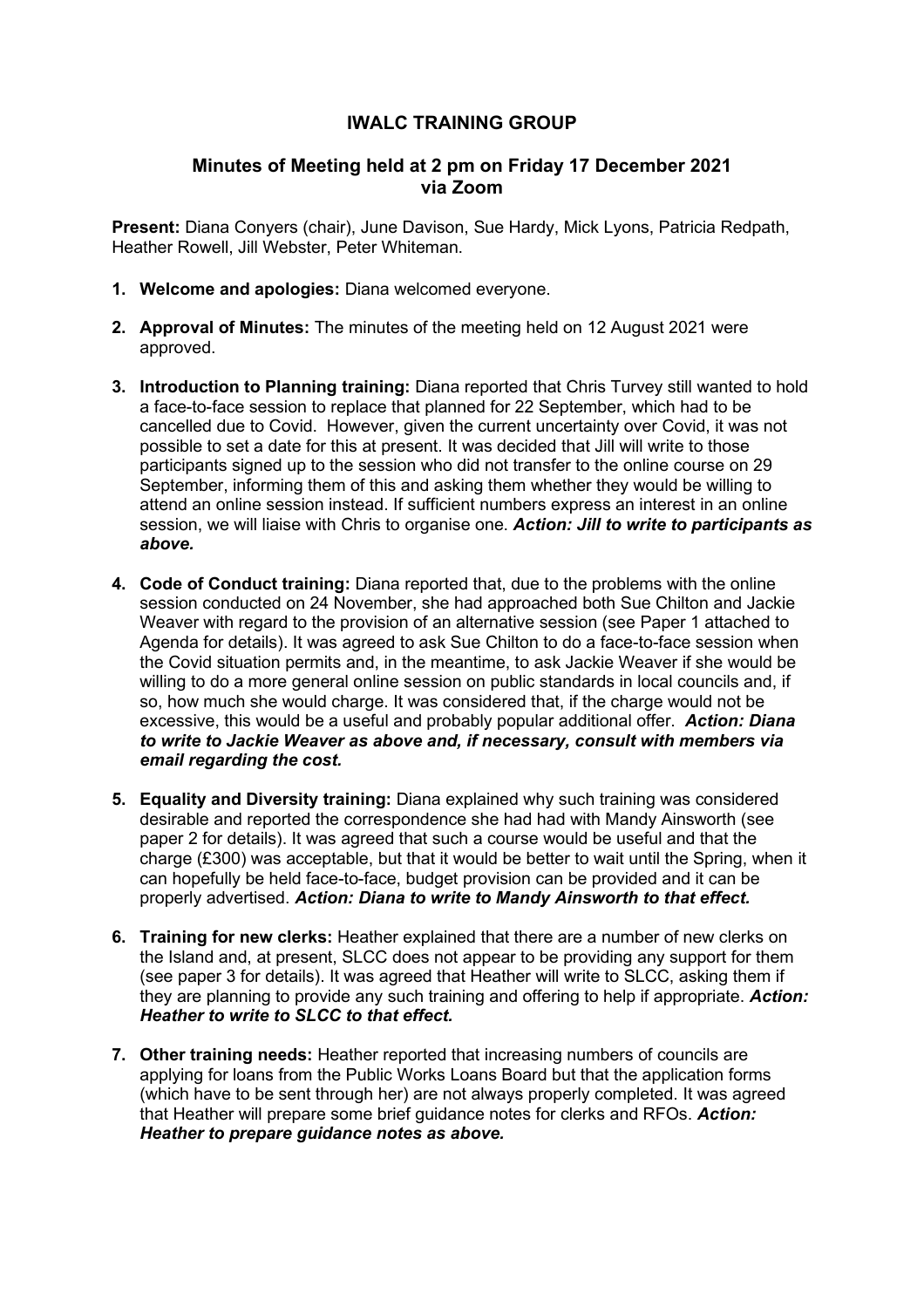# IWALC TRAINING GROUP

## Minutes of Meeting held at 2 pm on Friday 17 December 2021 via Zoom

**Present:** Diana Conyers (chair), June Davison, Sue Hardy, Mick Lyons, Patricia Redpath, Heather Rowell, Jill Webster, Peter Whiteman.

1. **Welcome and apologies:** Diana welcomed everyone.

2. **Approval of Minutes:** The minutes of the meeting held on 12 August 2021 were approved.

3. **Introduction to Planning training:** Diana reported that Chris Turvey still wanted to hold a face-to-face session to replace that planned for 22 September, which had to be cancelled due to Covid. However, given the current uncertainty over Covid, it was not possible to set a date for this at present. It was decided that Jill will write to those participants signed up to the session who did not transfer to the online course on 29 September, informing them of this and asking them whether they would be willing to attend an online session instead. If sufficient numbers express an interest in an online session, we will liaise with Chris to organise one. ***Action: Jill to write to participants as above.***

4. **Code of Conduct training:** Diana reported that, due to the problems with the online session conducted on 24 November, she had approached both Sue Chilton and Jackie Weaver with regard to the provision of an alternative session (see Paper 1 attached to Agenda for details). It was agreed to ask Sue Chilton to do a face-to-face session when the Covid situation permits and, in the meantime, to ask Jackie Weaver if she would be willing to do a more general online session on public standards in local councils and, if so, how much she would charge. It was considered that, if the charge would not be excessive, this would be a useful and probably popular additional offer. ***Action: Diana to write to Jackie Weaver as above and, if necessary, consult with members via email regarding the cost.***

5. **Equality and Diversity training:** Diana explained why such training was considered desirable and reported the correspondence she had had with Mandy Ainsworth (see paper 2 for details). It was agreed that such a course would be useful and that the charge (£300) was acceptable, but that it would be better to wait until the Spring, when it can hopefully be held face-to-face, budget provision can be provided and it can be properly advertised. ***Action: Diana to write to Mandy Ainsworth to that effect.***

6. **Training for new clerks:** Heather explained that there are a number of new clerks on the Island and, at present, SLCC does not appear to be providing any support for them (see paper 3 for details). It was agreed that Heather will write to SLCC, asking them if they are planning to provide any such training and offering to help if appropriate. ***Action: Heather to write to SLCC to that effect.***

7. **Other training needs:** Heather reported that increasing numbers of councils are applying for loans from the Public Works Loans Board but that the application forms (which have to be sent through her) are not always properly completed. It was agreed that Heather will prepare some brief guidance notes for clerks and RFOs. ***Action: Heather to prepare guidance notes as above.***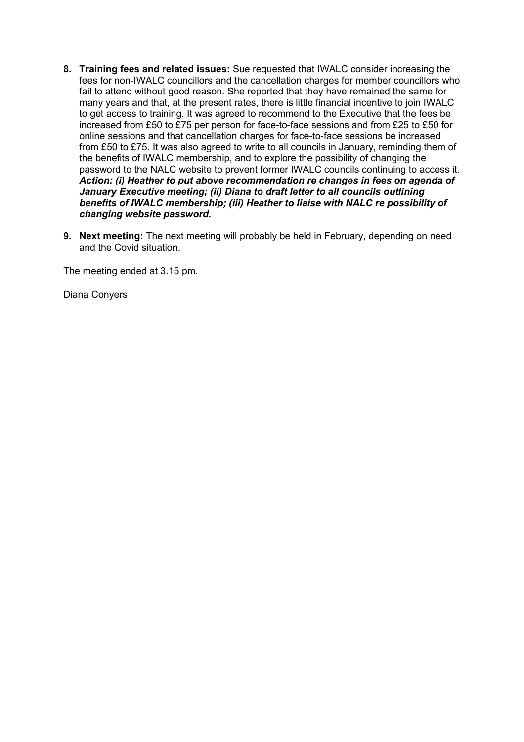8. **Training fees and related issues:** Sue requested that IWALC consider increasing the fees for non-IWALC councillors and the cancellation charges for member councillors who fail to attend without good reason. She reported that they have remained the same for many years and that, at the present rates, there is little financial incentive to join IWALC to get access to training. It was agreed to recommend to the Executive that the fees be increased from £50 to £75 per person for face-to-face sessions and from £25 to £50 for online sessions and that cancellation charges for face-to-face sessions be increased from £50 to £75. It was also agreed to write to all councils in January, reminding them of the benefits of IWALC membership, and to explore the possibility of changing the password to the NALC website to prevent former IWALC councils continuing to access it. ***Action: (i) Heather to put above recommendation re changes in fees on agenda of January Executive meeting; (ii) Diana to draft letter to all councils outlining benefits of IWALC membership; (iii) Heather to liaise with NALC re possibility of changing website password.***

9. **Next meeting:** The next meeting will probably be held in February, depending on need and the Covid situation.

The meeting ended at 3.15 pm.

Diana Conyers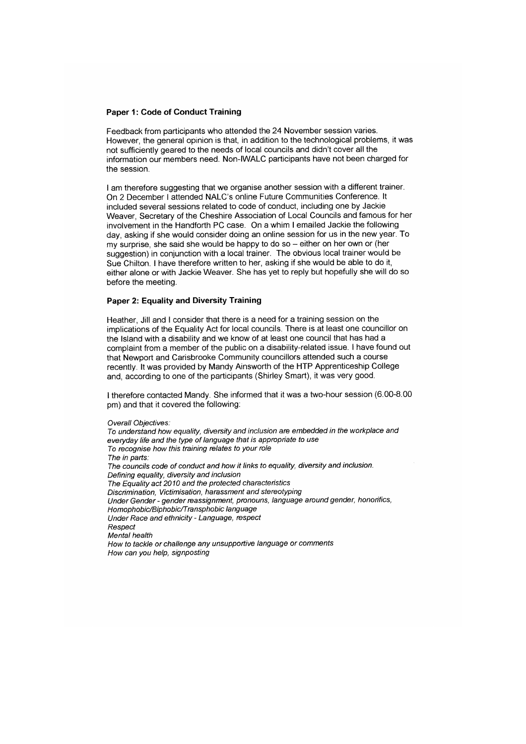### Paper 1: Code of Conduct Training

Feedback from participants who attended the 24 November session varies. However, the general opinion is that, in addition to the technological problems, it was not sufficiently geared to the needs of local councils and didn't cover all the information our members need. Non-IWALC participants have not been charged for the session.

I am therefore suggesting that we organise another session with a different trainer. On 2 December I attended NALC's online Future Communities Conference. It included several sessions related to code of conduct, including one by Jackie Weaver, Secretary of the Cheshire Association of Local Councils and famous for her involvement in the Handforth PC case. On a whim I emailed Jackie the following day, asking if she would consider doing an online session for us in the new year. To my surprise, she said she would be happy to do so – either on her own or (her suggestion) in conjunction with a local trainer. The obvious local trainer would be Sue Chilton. I have therefore written to her, asking if she would be able to do it, either alone or with Jackie Weaver. She has yet to reply but hopefully she will do so before the meeting.

### Paper 2: Equality and Diversity Training

Heather, Jill and I consider that there is a need for a training session on the implications of the Equality Act for local councils. There is at least one councillor on the Island with a disability and we know of at least one council that has had a complaint from a member of the public on a disability-related issue. I have found out that Newport and Carisbrooke Community councillors attended such a course recently. It was provided by Mandy Ainsworth of the HTP Apprenticeship College and, according to one of the participants (Shirley Smart), it was very good.

I therefore contacted Mandy. She informed that it was a two-hour session (6.00-8.00 pm) and that it covered the following:

*Overall Objectives:*
*To understand how equality, diversity and inclusion are embedded in the workplace and everyday life and the type of language that is appropriate to use*
*To recognise how this training relates to your role*
*The in parts:*
*The councils code of conduct and how it links to equality, diversity and inclusion.*
*Defining equality, diversity and inclusion*
*The Equality act 2010 and the protected characteristics*
*Discrimination, Victimisation, harassment and stereotyping*
*Under Gender - gender reassignment, pronouns, language around gender, honorifics, Homophobic/Biphobic/Transphobic language*
*Under Race and ethnicity - Language, respect*
*Respect*
*Mental health*
*How to tackle or challenge any unsupportive language or comments*
*How can you help, signposting*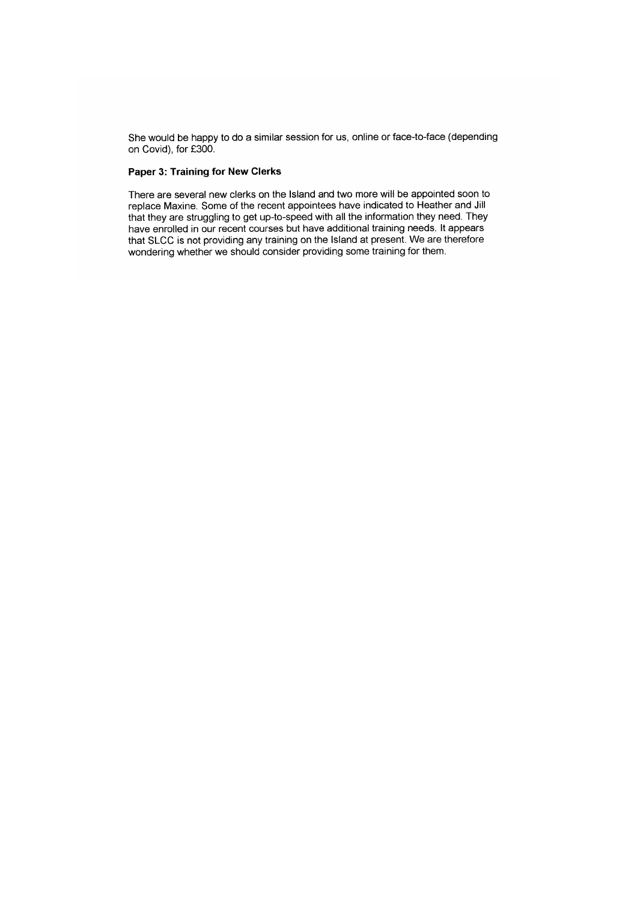She would be happy to do a similar session for us, online or face-to-face (depending on Covid), for £300.

**Paper 3: Training for New Clerks**

There are several new clerks on the Island and two more will be appointed soon to replace Maxine. Some of the recent appointees have indicated to Heather and Jill that they are struggling to get up-to-speed with all the information they need. They have enrolled in our recent courses but have additional training needs. It appears that SLCC is not providing any training on the Island at present. We are therefore wondering whether we should consider providing some training for them.